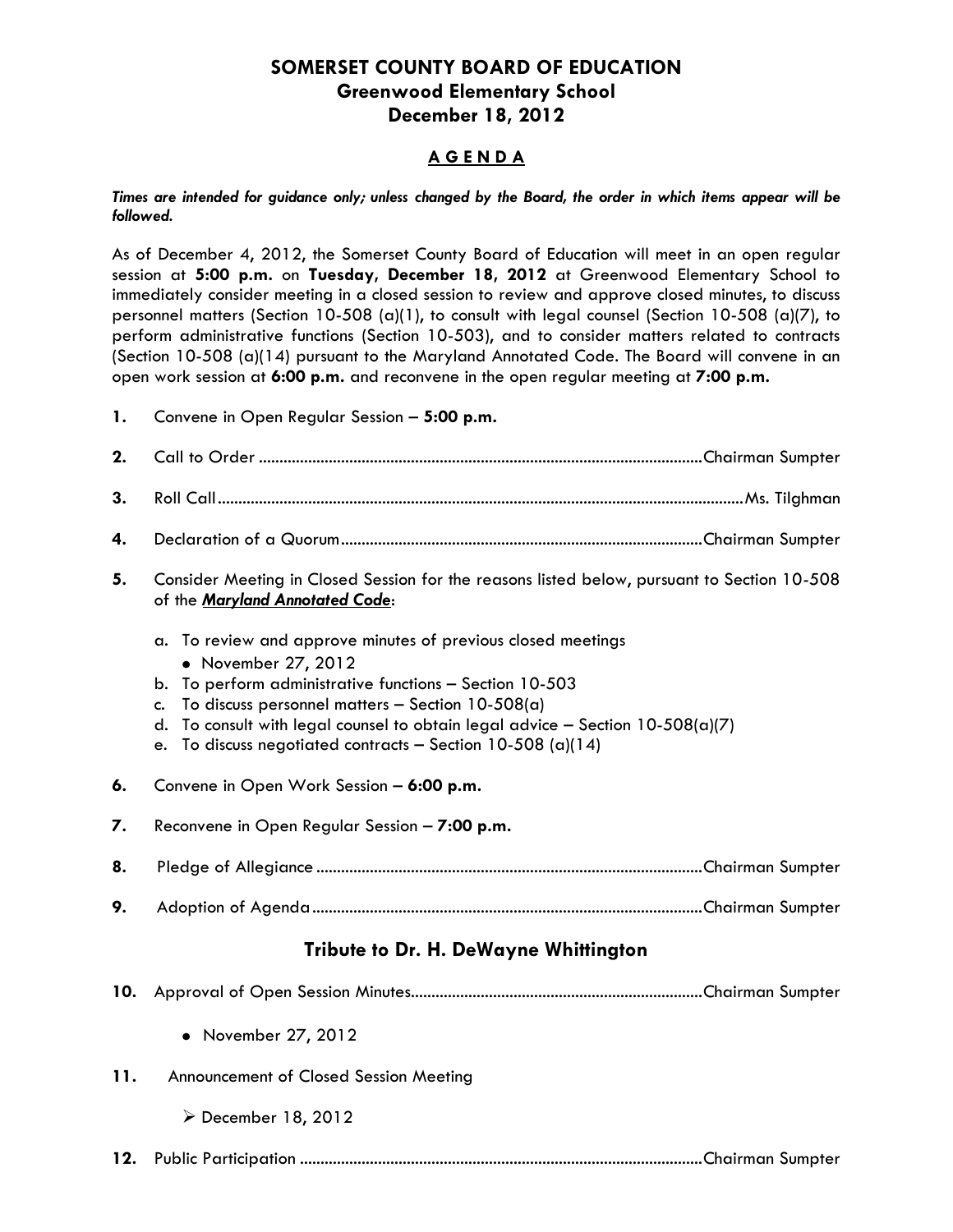# SOMERSET COUNTY BOARD OF EDUCATION
## Greenwood Elementary School
## December 18, 2012

### AGENDA

***Times are intended for guidance only; unless changed by the Board, the order in which items appear will be followed.***

As of December 4, 2012, the Somerset County Board of Education will meet in an open regular session at **5:00 p.m.** on **Tuesday, December 18, 2012** at Greenwood Elementary School to immediately consider meeting in a closed session to review and approve closed minutes, to discuss personnel matters (Section 10-508 (a)(1), to consult with legal counsel (Section 10-508 (a)(7), to perform administrative functions (Section 10-503), and to consider matters related to contracts (Section 10-508 (a)(14) pursuant to the Maryland Annotated Code. The Board will convene in an open work session at **6:00 p.m.** and reconvene in the open regular meeting at **7:00 p.m.**

**1.** Convene in Open Regular Session – **5:00 p.m.**

**2.** Call to Order ........................................ Chairman Sumpter

**3.** Roll Call ........................................ Ms. Tilghman

**4.** Declaration of a Quorum ........................................ Chairman Sumpter

**5.** Consider Meeting in Closed Session for the reasons listed below, pursuant to Section 10-508 of the ***Maryland Annotated Code***:

a. To review and approve minutes of previous closed meetings
   - November 27, 2012

b. To perform administrative functions – Section 10-503

c. To discuss personnel matters – Section 10-508(a)

d. To consult with legal counsel to obtain legal advice – Section 10-508(a)(7)

e. To discuss negotiated contracts – Section 10-508 (a)(14)

**6.** Convene in Open Work Session – **6:00 p.m.**

**7.** Reconvene in Open Regular Session – **7:00 p.m.**

**8.** Pledge of Allegiance ........................................ Chairman Sumpter

**9.** Adoption of Agenda ........................................ Chairman Sumpter

## Tribute to Dr. H. DeWayne Whittington

**10.** Approval of Open Session Minutes ........................................ Chairman Sumpter

- November 27, 2012

**11.** Announcement of Closed Session Meeting

- December 18, 2012

**12.** Public Participation ........................................ Chairman Sumpter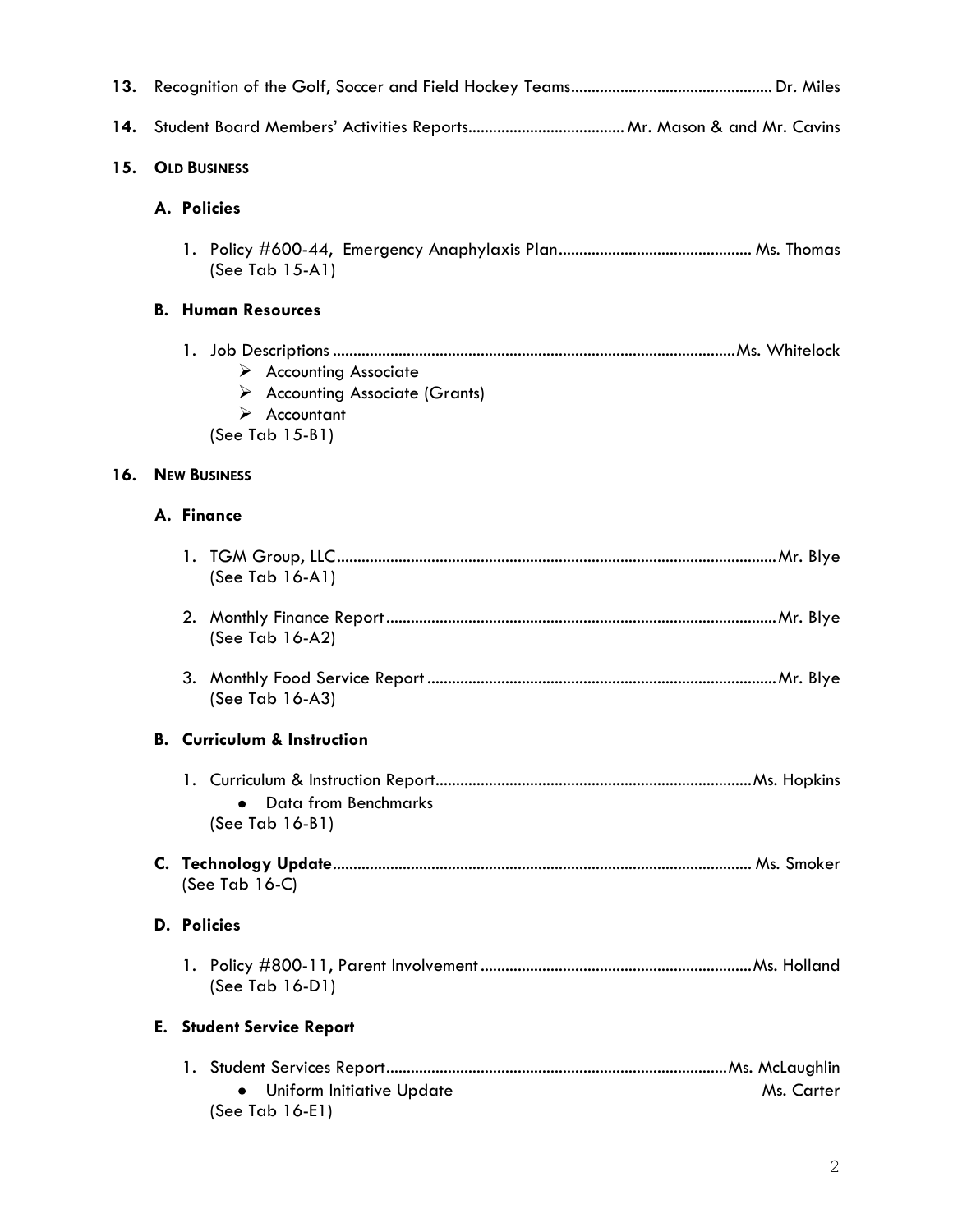13. Recognition of the Golf, Soccer and Field Hockey Teams................................................ Dr. Miles

14. Student Board Members' Activities Reports..................................... Mr. Mason & and Mr. Cavins

15. **OLD BUSINESS**

 **A. Policies**

 1. Policy #600-44, Emergency Anaphylaxis Plan.............................................. Ms. Thomas
 (See Tab 15-A1)

 **B. Human Resources**

 1. Job Descriptions .................................................................................................Ms. Whitelock
 - Accounting Associate
 - Accounting Associate (Grants)
 - Accountant

 (See Tab 15-B1)

16. **NEW BUSINESS**

 **A. Finance**

 1. TGM Group, LLC...........................................................................................................Mr. Blye
 (See Tab 16-A1)

 2. Monthly Finance Report ..............................................................................................Mr. Blye
 (See Tab 16-A2)

 3. Monthly Food Service Report ....................................................................................Mr. Blye
 (See Tab 16-A3)

 **B. Curriculum & Instruction**

 1. Curriculum & Instruction Report............................................................................Ms. Hopkins
 - Data from Benchmarks

 (See Tab 16-B1)

 **C. Technology Update**.................................................................................................... Ms. Smoker
 (See Tab 16-C)

 **D. Policies**

 1. Policy #800-11, Parent Involvement .................................................................Ms. Holland
 (See Tab 16-D1)

 **E. Student Service Report**

 1. Student Services Report..................................................................................Ms. McLaughlin
 - Uniform Initiative Update Ms. Carter

 (See Tab 16-E1)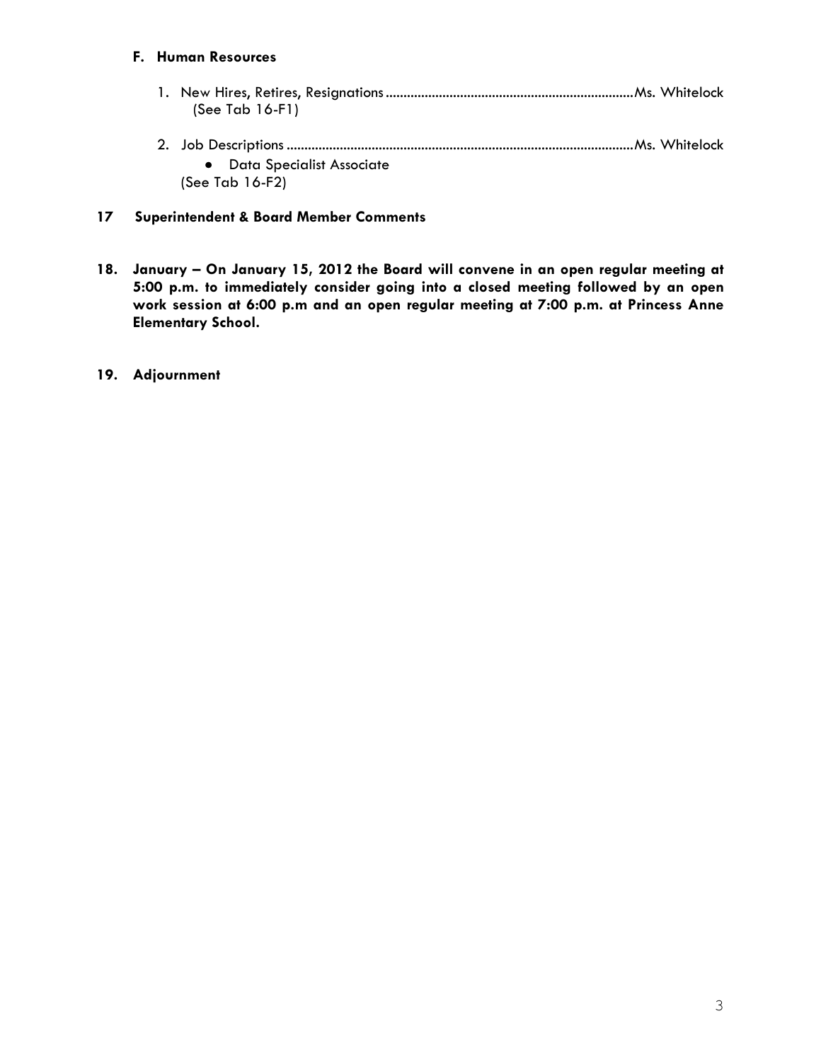**F. Human Resources**

1. New Hires, Retires, Resignations.....................................................................Ms. Whitelock
   (See Tab 16-F1)

2. Job Descriptions ..................................................................................................Ms. Whitelock
   - Data Specialist Associate

   (See Tab 16-F2)

**17 Superintendent & Board Member Comments**

**18. January – On January 15, 2012 the Board will convene in an open regular meeting at 5:00 p.m. to immediately consider going into a closed meeting followed by an open work session at 6:00 p.m and an open regular meeting at 7:00 p.m. at Princess Anne Elementary School.**

**19. Adjournment**